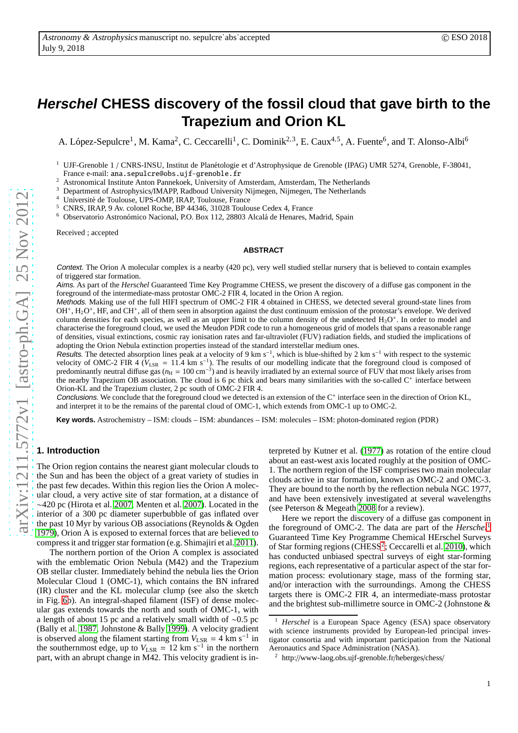# *Herschel* CHESS discovery of the fossil cloud that gave birth to the Trapezium and Orion KL

A. López-Sepulcre[1], M. Kama[2], C. Ceccarelli[1], C. Dominik[2,3], E. Caux[4,5], A. Fuente[6], and T. Alonso-Albi[6]

[1] UJF-Grenoble 1 / CNRS-INSU, Institut de Planétologie et d'Astrophysique de Grenoble (IPAG) UMR 5274, Grenoble, F-38041, France e-mail: ana.sepulcre@obs.ujf-grenoble.fr
[2] Astronomical Institute Anton Pannekoek, University of Amsterdam, Amsterdam, The Netherlands
[3] Department of Astrophysics/IMAPP, Radboud University Nijmegen, Nijmegen, The Netherlands
[4] Université de Toulouse, UPS-OMP, IRAP, Toulouse, France
[5] CNRS, IRAP, 9 Av. colonel Roche, BP 44346, 31028 Toulouse Cedex 4, France
[6] Observatorio Astronómico Nacional, P.O. Box 112, 28803 Alcalá de Henares, Madrid, Spain

Received ; accepted

## ABSTRACT

*Context.* The Orion A molecular complex is a nearby (420 pc), very well studied stellar nursery that is believed to contain examples of triggered star formation.

*Aims.* As part of the *Herschel* Guaranteed Time Key Programme CHESS, we present the discovery of a diffuse gas component in the foreground of the intermediate-mass protostar OMC-2 FIR 4, located in the Orion A region.

*Methods.* Making use of the full HIFI spectrum of OMC-2 FIR 4 obtained in CHESS, we detected several ground-state lines from $OH^+$, $H_2O^+$, HF, and $CH^+$, all of them seen in absorption against the dust continuum emission of the protostar's envelope. We derived column densities for each species, as well as an upper limit to the column density of the undetected $H_3O^+$. In order to model and characterise the foreground cloud, we used the Meudon PDR code to run a homogeneous grid of models that spans a reasonable range of densities, visual extinctions, cosmic ray ionisation rates and far-ultraviolet (FUV) radiation fields, and studied the implications of adopting the Orion Nebula extinction properties instead of the standard interstellar medium ones.

*Results.* The detected absorption lines peak at a velocity of 9 km s$^{-1}$, which is blue-shifted by 2 km s$^{-1}$ with respect to the systemic velocity of OMC-2 FIR 4 ($V_{\rm LSR}$ = 11.4 km s$^{-1}$). The results of our modelling indicate that the foreground cloud is composed of predominantly neutral diffuse gas ($n_{\rm H}$ = 100 cm$^{-3}$) and is heavily irradiated by an external source of FUV that most likely arises from the nearby Trapezium OB association. The cloud is 6 pc thick and bears many similarities with the so-called $C^+$ interface between Orion-KL and the Trapezium cluster, 2 pc south of OMC-2 FIR 4.

*Conclusions.* We conclude that the foreground cloud we detected is an extension of the $C^+$ interface seen in the direction of Orion KL, and interpret it to be the remains of the parental cloud of OMC-1, which extends from OMC-1 up to OMC-2.

**Key words.** Astrochemistry – ISM: clouds – ISM: abundances – ISM: molecules – ISM: photon-dominated region (PDR)

## 1. Introduction

The Orion region contains the nearest giant molecular clouds to the Sun and has been the object of a great variety of studies in the past few decades. Within this region lies the Orion A molecular cloud, a very active site of star formation, at a distance of ∼420 pc (Hirota et al. 2007, Menten et al. 2007). Located in the interior of a 300 pc diameter superbubble of gas inflated over the past 10 Myr by various OB associations (Reynolds & Ogden 1979), Orion A is exposed to external forces that are believed to compress it and trigger star formation (e.g. Shimajiri et al. 2011).

The northern portion of the Orion A complex is associated with the emblematic Orion Nebula (M42) and the Trapezium OB stellar cluster. Immediately behind the nebula lies the Orion Molecular Cloud 1 (OMC-1), which contains the BN infrared (IR) cluster and the KL molecular clump (see also the sketch in Fig. 6b). An integral-shaped filament (ISF) of dense molecular gas extends towards the north and south of OMC-1, with a length of about 15 pc and a relatively small width of ∼0.5 pc (Bally et al. 1987, Johnstone & Bally 1999). A velocity gradient is observed along the filament starting from $V_{\rm LSR}$ = 4 km s$^{-1}$ in the southernmost edge, up to $V_{\rm LSR}$ = 12 km s$^{-1}$ in the northern part, with an abrupt change in M42. This velocity gradient is interpreted by Kutner et al. (1977) as rotation of the entire cloud about an east-west axis located roughly at the position of OMC-1. The northern region of the ISF comprises two main molecular clouds active in star formation, known as OMC-2 and OMC-3. They are bound to the north by the reflection nebula NGC 1977, and have been extensively investigated at several wavelengths (see Peterson & Megeath 2008 for a review).

Here we report the discovery of a diffuse gas component in the foreground of OMC-2. The data are part of the *Herschel*[1] Guaranteed Time Key Programme Chemical HErschel Surveys of Star forming regions (CHESS[2]; Ceccarelli et al. 2010), which has conducted unbiased spectral surveys of eight star-forming regions, each representative of a particular aspect of the star formation process: evolutionary stage, mass of the forming star, and/or interaction with the surroundings. Among the CHESS targets there is OMC-2 FIR 4, an intermediate-mass protostar and the brightest sub-millimetre source in OMC-2 (Johnstone &

[1] *Herschel* is a European Space Agency (ESA) space observatory with science instruments provided by European-led principal investigator consortia and with important participation from the National Aeronautics and Space Administration (NASA).

[2] http://www-laog.obs.ujf-grenoble.fr/heberges/chess/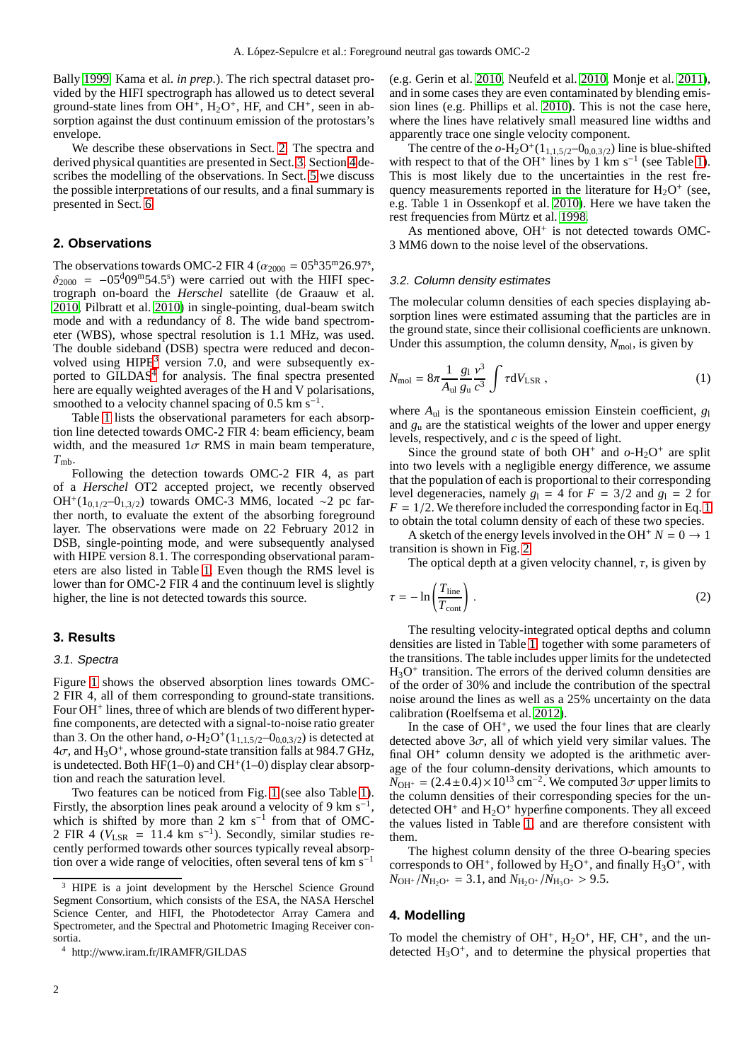Bally 1999; Kama et al. *in prep.*). The rich spectral dataset provided by the HIFI spectrograph has allowed us to detect several ground-state lines from $OH^+$, $H_2O^+$, HF, and $CH^+$, seen in absorption against the dust continuum emission of the protostars's envelope.

We describe these observations in Sect. 2. The spectra and derived physical quantities are presented in Sect. 3. Section 4 describes the modelling of the observations. In Sect. 5 we discuss the possible interpretations of our results, and a final summary is presented in Sect. 6.

## 2. Observations

The observations towards OMC-2 FIR 4 ($\alpha_{2000}$ = 05$^h$35$^m$26.97$^s$, $\delta_{2000}$ = −05$^d$09$^m$54.5$^s$) were carried out with the HIFI spectrograph on-board the *Herschel* satellite (de Graauw et al. 2010; Pilbratt et al. 2010) in single-pointing, dual-beam switch mode and with a redundancy of 8. The wide band spectrometer (WBS), whose spectral resolution is 1.1 MHz, was used. The double sideband (DSB) spectra were reduced and deconvolved using HIPE[3] version 7.0, and were subsequently exported to GILDAS[4] for analysis. The final spectra presented here are equally weighted averages of the H and V polarisations, smoothed to a velocity channel spacing of 0.5 km s$^{-1}$.

Table 1 lists the observational parameters for each absorption line detected towards OMC-2 FIR 4: beam efficiency, beam width, and the measured 1$\sigma$ RMS in main beam temperature, $T_{\rm mb}$.

Following the detection towards OMC-2 FIR 4, as part of a *Herschel* OT2 accepted project, we recently observed $OH^+(1_{0,1/2}–0_{1,3/2})$ towards OMC-3 MM6, located ∼2 pc farther north, to evaluate the extent of the absorbing foreground layer. The observations were made on 22 February 2012 in DSB, single-pointing mode, and were subsequently analysed with HIPE version 8.1. The corresponding observational parameters are also listed in Table 1. Even though the RMS level is lower than for OMC-2 FIR 4 and the continuum level is slightly higher, the line is not detected towards this source.

## 3. Results

### 3.1. Spectra

Figure 1 shows the observed absorption lines towards OMC-2 FIR 4, all of them corresponding to ground-state transitions. Four $OH^+$ lines, three of which are blends of two different hyperfine components, are detected with a signal-to-noise ratio greater than 3. On the other hand, $o$-$H_2O^+(1_{1,1,5/2}–0_{0,0,3/2})$ is detected at 4$\sigma$, and $H_3O^+$, whose ground-state transition falls at 984.7 GHz, is undetected. Both HF(1–0) and $CH^+$(1–0) display clear absorption and reach the saturation level.

Two features can be noticed from Fig. 1 (see also Table 1). Firstly, the absorption lines peak around a velocity of 9 km s$^{-1}$, which is shifted by more than 2 km s$^{-1}$ from that of OMC-2 FIR 4 ($V_{\rm LSR}$ = 11.4 km s$^{-1}$). Secondly, similar studies recently performed towards other sources typically reveal absorption over a wide range of velocities, often several tens of km s$^{-1}$ (e.g. Gerin et al. 2010; Neufeld et al. 2010; Monje et al. 2011), and in some cases they are even contaminated by blending emission lines (e.g. Phillips et al. 2010). This is not the case here, where the lines have relatively small measured line widths and apparently trace one single velocity component.

The centre of the $o$-$H_2O^+(1_{1,1,5/2}–0_{0,0,3/2})$ line is blue-shifted with respect to that of the $OH^+$ lines by 1 km s$^{-1}$ (see Table 1). This is most likely due to the uncertainties in the rest frequency measurements reported in the literature for $H_2O^+$ (see, e.g. Table 1 in Ossenkopf et al. 2010). Here we have taken the rest frequencies from Mürtz et al. 1998.

As mentioned above, $OH^+$ is not detected towards OMC-3 MM6 down to the noise level of the observations.

### 3.2. Column density estimates

The molecular column densities of each species displaying absorption lines were estimated assuming that the particles are in the ground state, since their collisional coefficients are unknown. Under this assumption, the column density, $N_{\rm mol}$, is given by

$$N_{\rm mol} = 8\pi \frac{1}{A_{\rm ul}} \frac{g_{\rm l}}{g_{\rm u}} \frac{\nu^3}{c^3} \int \tau {\rm d}V_{\rm LSR} \,, \tag{1}$$

where $A_{\rm ul}$ is the spontaneous emission Einstein coefficient, $g_{\rm l}$ and $g_{\rm u}$ are the statistical weights of the lower and upper energy levels, respectively, and $c$ is the speed of light.

Since the ground state of both $OH^+$ and $o$-$H_2O^+$ are split into two levels with a negligible energy difference, we assume that the population of each is proportional to their corresponding level degeneracies, namely $g_{\rm l}$ = 4 for $F$ = 3/2 and $g_{\rm l}$ = 2 for $F$ = 1/2. We therefore included the corresponding factor in Eq. 1 to obtain the total column density of each of these two species.

A sketch of the energy levels involved in the $OH^+$ $N = 0 \rightarrow 1$ transition is shown in Fig. 2.

The optical depth at a given velocity channel, $\tau$, is given by

$$\tau = -\ln\left(\frac{T_{\rm line}}{T_{\rm cont}}\right) . \tag{2}$$

The resulting velocity-integrated optical depths and column densities are listed in Table 1, together with some parameters of the transitions. The table includes upper limits for the undetected $H_3O^+$ transition. The errors of the derived column densities are of the order of 30% and include the contribution of the spectral noise around the lines as well as a 25% uncertainty on the data calibration (Roelfsema et al. 2012).

In the case of $OH^+$, we used the four lines that are clearly detected above 3$\sigma$, all of which yield very similar values. The final $OH^+$ column density we adopted is the arithmetic average of the four column-density derivations, which amounts to $N_{\rm OH^+} = (2.4 \pm 0.4) \times 10^{13}$ cm$^{-2}$. We computed 3$\sigma$ upper limits to the column densities of their corresponding species for the undetected $OH^+$ and $H_2O^+$ hyperfine components. They all exceed the values listed in Table 1, and are therefore consistent with them.

The highest column density of the three O-bearing species corresponds to $OH^+$, followed by $H_2O^+$, and finally $H_3O^+$, with $N_{\rm OH^+}/N_{\rm H_2O^+}$ = 3.1, and $N_{\rm H_2O^+}/N_{\rm H_3O^+}$ > 9.5.

## 4. Modelling

To model the chemistry of $OH^+$, $H_2O^+$, HF, $CH^+$, and the undetected $H_3O^+$, and to determine the physical properties that

[3] HIPE is a joint development by the Herschel Science Ground Segment Consortium, which consists of the ESA, the NASA Herschel Science Center, and HIFI, the Photodetector Array Camera and Spectrometer, and the Spectral and Photometric Imaging Receiver consortia.

[4] http://www.iram.fr/IRAMFR/GILDAS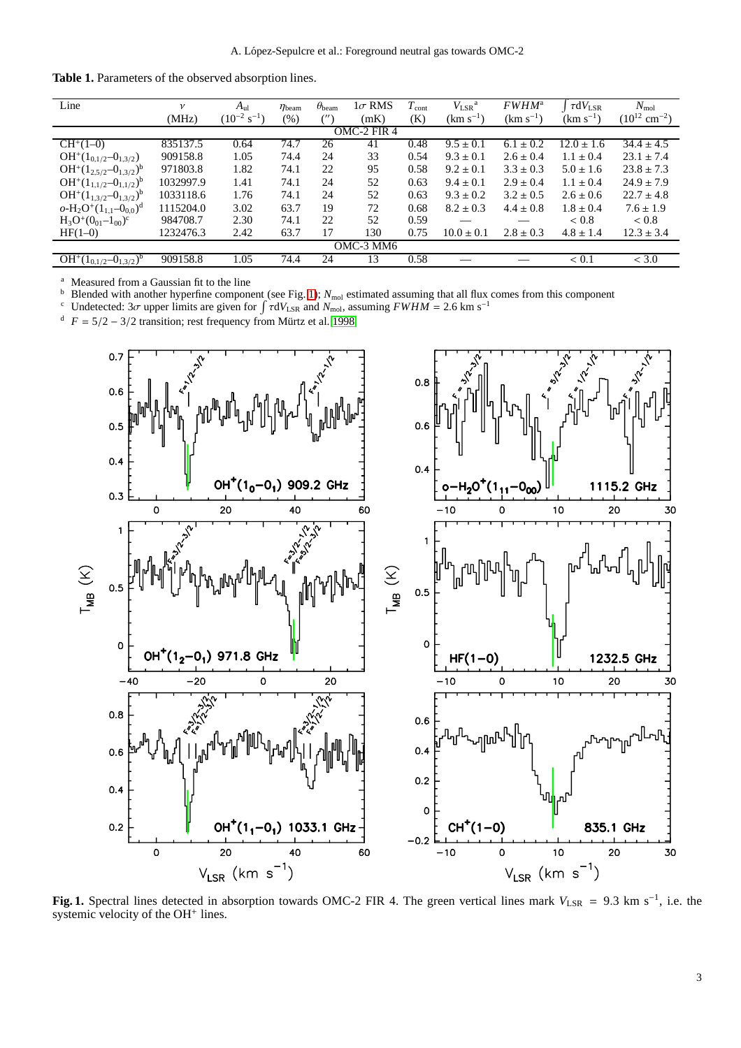**Table 1.** Parameters of the observed absorption lines.

| Line | $\nu$ (MHz) | $A_{ul}$ ($10^{-2}$ s$^{-1}$) | $\eta_{beam}$ (%) | $\theta_{beam}$ ($''$) | $1\sigma$ RMS (mK) | $T_{cont}$ (K) | $V_{LSR}$[a] (km s$^{-1}$) | $FWHM$[a] (km s$^{-1}$) | $\int \tau dV_{LSR}$ (km s$^{-1}$) | $N_{mol}$ ($10^{12}$ cm$^{-2}$) |
|---|---|---|---|---|---|---|---|---|---|---|
| OMC-2 FIR 4 | | | | | | | | | | |
| $CH^+$(1–0) | 835137.5 | 0.64 | 74.7 | 26 | 41 | 0.48 | $9.5 \pm 0.1$ | $6.1 \pm 0.2$ | $12.0 \pm 1.6$ | $34.4 \pm 4.5$ |
| $OH^+(1_{0,1/2}–0_{1,3/2})$ | 909158.8 | 1.05 | 74.4 | 24 | 33 | 0.54 | $9.3 \pm 0.1$ | $2.6 \pm 0.4$ | $1.1 \pm 0.4$ | $23.1 \pm 7.4$ |
| $OH^+(1_{2,5/2}–0_{1,3/2})$[b] | 971803.8 | 1.82 | 74.1 | 22 | 95 | 0.58 | $9.2 \pm 0.1$ | $3.3 \pm 0.3$ | $5.0 \pm 1.6$ | $23.8 \pm 7.3$ |
| $OH^+(1_{1,1/2}–0_{1,1/2})$[b] | 1032997.9 | 1.41 | 74.1 | 24 | 52 | 0.63 | $9.4 \pm 0.1$ | $2.9 \pm 0.4$ | $1.1 \pm 0.4$ | $24.9 \pm 7.9$ |
| $OH^+(1_{1,3/2}–0_{1,3/2})$[b] | 1033118.6 | 1.76 | 74.1 | 24 | 52 | 0.63 | $9.3 \pm 0.2$ | $3.2 \pm 0.5$ | $2.6 \pm 0.6$ | $22.7 \pm 4.8$ |
| $o$-$H_2O^+(1_{1,1}–0_{0,0})$[d] | 1115204.0 | 3.02 | 63.7 | 19 | 72 | 0.68 | $8.2 \pm 0.3$ | $4.4 \pm 0.8$ | $1.8 \pm 0.4$ | $7.6 \pm 1.9$ |
| $H_3O^+(0_{01}–1_{00})$[c] | 984708.7 | 2.30 | 74.1 | 22 | 52 | 0.59 | — | — | $< 0.8$ | $< 0.8$ |
| HF(1–0) | 1232476.3 | 2.42 | 63.7 | 17 | 130 | 0.75 | $10.0 \pm 0.1$ | $2.8 \pm 0.3$ | $4.8 \pm 1.4$ | $12.3 \pm 3.4$ |
| OMC-3 MM6 | | | | | | | | | | |
| $OH^+(1_{0,1/2}–0_{1,3/2})$[b] | 909158.8 | 1.05 | 74.4 | 24 | 13 | 0.58 | — | — | $< 0.1$ | $< 3.0$ |

[a] Measured from a Gaussian fit to the line
[b] Blended with another hyperfine component (see Fig. 1); $N_{mol}$ estimated assuming that all flux comes from this component
[c] Undetected: $3\sigma$ upper limits are given for $\int \tau dV_{LSR}$ and $N_{mol}$, assuming $FWHM = 2.6$ km s$^{-1}$
[d] $F = 5/2 - 3/2$ transition; rest frequency from Mürtz et al. 1998

OH$^+$(1$_0$–0$_1$) 909.2 GHz
F=1/2–3/2
F=1/2–1/2
o–H$_2$O$^+$(1$_{11}$–0$_{00}$) 1115.2 GHz
F=3/2–3/2
F=5/2–3/2
F=1/2–1/2
F=3/2–1/2
OH$^+$(1$_2$–0$_1$) 971.8 GHz
F=3/2–3/2
F=3/2–1/2
F=5/2–3/2
HF(1–0) 1232.5 GHz
OH$^+$(1$_1$–0$_1$) 1033.1 GHz
F=3/2–3/2
F=1/2–3/2
F=3/2–1/2
F=1/2–1/2
CH$^+$(1–0) 835.1 GHz
T$_{MB}$ (K)
V$_{LSR}$ (km s$^{-1}$)

**Fig. 1.** Spectral lines detected in absorption towards OMC-2 FIR 4. The green vertical lines mark $V_{LSR} = 9.3$ km s$^{-1}$, i.e. the systemic velocity of the $OH^+$ lines.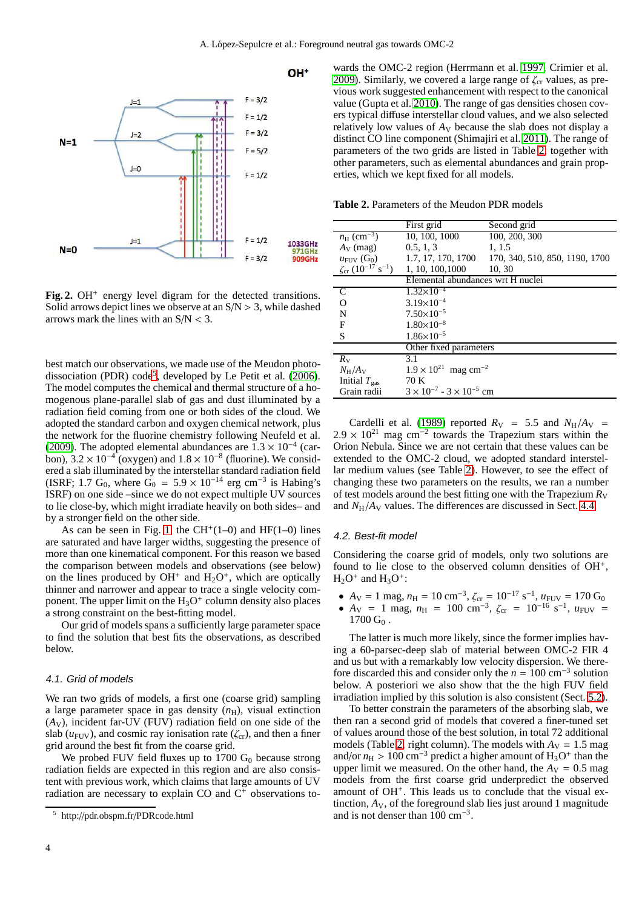OH+

N=1

J=1

F = 3/2

F = 1/2

J=2

F = 3/2

F = 5/2

J=0

F = 1/2

N=0

J=1

F = 1/2

F = 3/2

1033GHz

971GHz

909GHz

**Fig. 2.** $OH^+$ energy level digram for the detected transitions. Solid arrows depict lines we observe at an S/N > 3, while dashed arrows mark the lines with an S/N < 3.

best match our observations, we made use of the Meudon photodissociation (PDR) code[5], developed by Le Petit et al. (2006). The model computes the chemical and thermal structure of a homogenous plane-parallel slab of gas and dust illuminated by a radiation field coming from one or both sides of the cloud. We adopted the standard carbon and oxygen chemical network, plus the network for the fluorine chemistry following Neufeld et al. (2009). The adopted elemental abundances are $1.3 \times 10^{-4}$ (carbon), $3.2 \times 10^{-4}$ (oxygen) and $1.8 \times 10^{-8}$ (fluorine). We considered a slab illuminated by the interstellar standard radiation field (ISRF; 1.7 $G_0$, where $G_0 = 5.9 \times 10^{-14}$ erg cm$^{-3}$ is Habing's ISRF) on one side –since we do not expect multiple UV sources to lie close-by, which might irradiate heavily on both sides– and by a stronger field on the other side.

As can be seen in Fig. 1, the $CH^+$(1–0) and HF(1–0) lines are saturated and have larger widths, suggesting the presence of more than one kinematical component. For this reason we based the comparison between models and observations (see below) on the lines produced by $OH^+$ and $H_2O^+$, which are optically thinner and narrower and appear to trace a single velocity component. The upper limit on the $H_3O^+$ column density also places a strong constraint on the best-fitting model.

Our grid of models spans a sufficiently large parameter space to find the solution that best fits the observations, as described below.

### 4.1. Grid of models

We ran two grids of models, a first one (coarse grid) sampling a large parameter space in gas density ($n_H$), visual extinction ($A_V$), incident far-UV (FUV) radiation field on one side of the slab ($u_{FUV}$), and cosmic ray ionisation rate ($\zeta_{cr}$), and then a finer grid around the best fit from the coarse grid.

We probed FUV field fluxes up to 1700 $G_0$ because strong radiation fields are expected in this region and are also consistent with previous work, which claims that large amounts of UV radiation are necessary to explain CO and $C^+$ observations towards the OMC-2 region (Herrmann et al. 1997; Crimier et al. 2009). Similarly, we covered a large range of $\zeta_{cr}$ values, as previous work suggested enhancement with respect to the canonical value (Gupta et al. 2010). The range of gas densities chosen covers typical diffuse interstellar cloud values, and we also selected relatively low values of $A_V$ because the slab does not display a distinct CO line component (Shimajiri et al. 2011). The range of parameters of the two grids are listed in Table 2, together with other parameters, such as elemental abundances and grain properties, which we kept fixed for all models.

**Table 2.** Parameters of the Meudon PDR models

| | First grid | Second grid |
|---|---|---|
| $n_H$ (cm$^{-3}$) | 10, 100, 1000 | 100, 200, 300 |
| $A_V$ (mag) | 0.5, 1, 3 | 1, 1.5 |
| $u_{FUV}$ ($G_0$) | 1.7, 17, 170, 1700 | 170, 340, 510, 850, 1190, 1700 |
| $\zeta_{cr}$ ($10^{-17}$ s$^{-1}$) | 1, 10, 100,1000 | 10, 30 |
| | Elemental abundances wrt H nuclei | |
| C | $1.32\times10^{-4}$ | |
| O | $3.19\times10^{-4}$ | |
| N | $7.50\times10^{-5}$ | |
| F | $1.80\times10^{-8}$ | |
| S | $1.86\times10^{-5}$ | |
| | Other fixed parameters | |
| $R_V$ | 3.1 | |
| $N_H/A_V$ | $1.9 \times 10^{21}$ mag cm$^{-2}$ | |
| Initial $T_{gas}$ | 70 K | |
| Grain radii | $3 \times 10^{-7}$ - $3 \times 10^{-5}$ cm | |

Cardelli et al. (1989) reported $R_V = 5.5$ and $N_H/A_V = 2.9 \times 10^{21}$ mag cm$^{-2}$ towards the Trapezium stars within the Orion Nebula. Since we are not certain that these values can be extended to the OMC-2 cloud, we adopted standard interstellar medium values (see Table 2). However, to see the effect of changing these two parameters on the results, we ran a number of test models around the best fitting one with the Trapezium $R_V$ and $N_H/A_V$ values. The differences are discussed in Sect. 4.4.

### 4.2. Best-fit model

Considering the coarse grid of models, only two solutions are found to lie close to the observed column densities of $OH^+$, $H_2O^+$ and $H_3O^+$:

- $A_V$ = 1 mag, $n_H$ = 10 cm$^{-3}$, $\zeta_{cr}$ = $10^{-17}$ s$^{-1}$, $u_{FUV}$ = 170 $G_0$
- $A_V$ = 1 mag, $n_H$ = 100 cm$^{-3}$, $\zeta_{cr}$ = $10^{-16}$ s$^{-1}$, $u_{FUV}$ = 1700 $G_0$ .

The latter is much more likely, since the former implies having a 60-parsec-deep slab of material between OMC-2 FIR 4 and us but with a remarkably low velocity dispersion. We therefore discarded this and consider only the $n$ = 100 cm$^{-3}$ solution below. A posteriori we also show that the the high FUV field irradiation implied by this solution is also consistent (Sect. 5.2).

To better constrain the parameters of the absorbing slab, we then ran a second grid of models that covered a finer-tuned set of values around those of the best solution, in total 72 additional models (Table 2, right column). The models with $A_V$ = 1.5 mag and/or $n_H$ > 100 cm$^{-3}$ predict a higher amount of $H_3O^+$ than the upper limit we measured. On the other hand, the $A_V$ = 0.5 mag models from the first coarse grid underpredict the observed amount of $OH^+$. This leads us to conclude that the visual extinction, $A_V$, of the foreground slab lies just around 1 magnitude and is not denser than 100 cm$^{-3}$.

[5] http://pdr.obspm.fr/PDRcode.html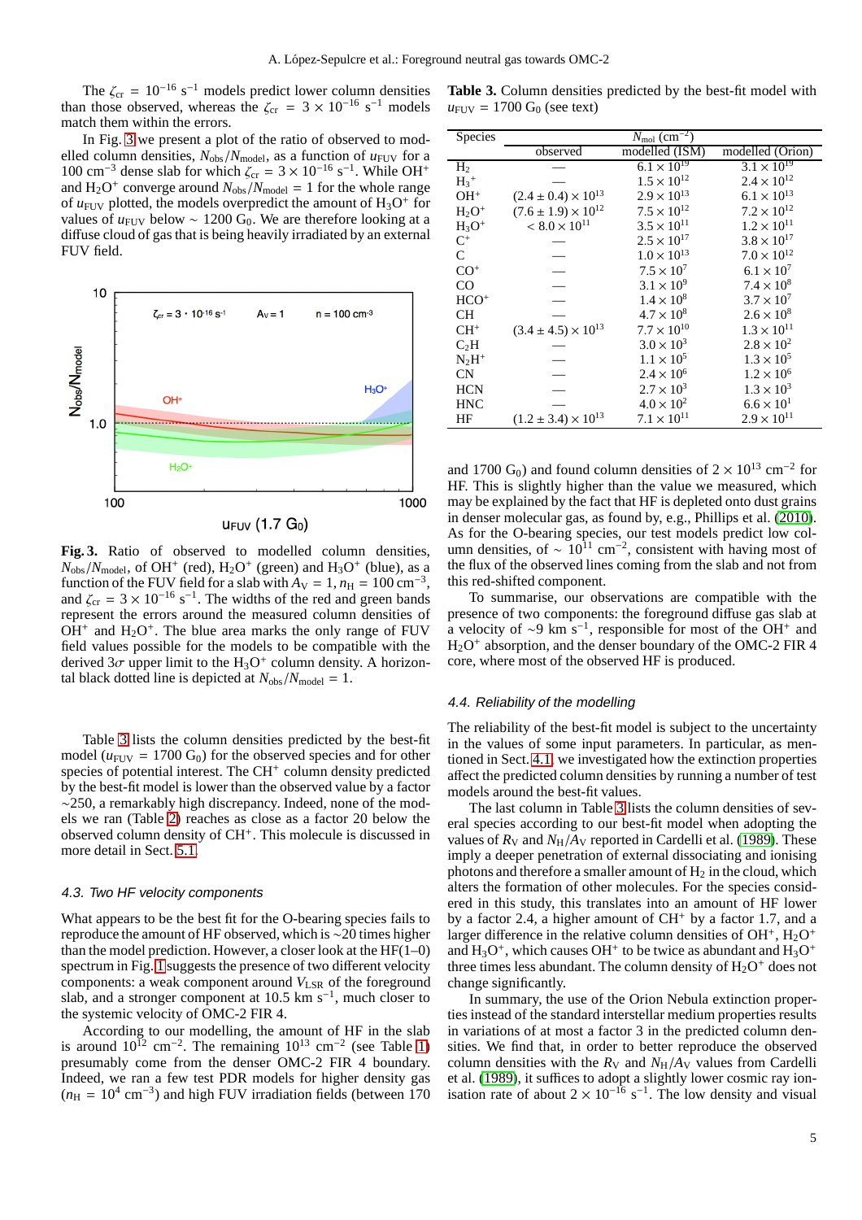The $\zeta_{cr} = 10^{-16}$ s$^{-1}$ models predict lower column densities than those observed, whereas the $\zeta_{cr} = 3 \times 10^{-16}$ s$^{-1}$ models match them within the errors.

In Fig. 3 we present a plot of the ratio of observed to modelled column densities, $N_{obs}/N_{model}$, as a function of $u_{FUV}$ for a 100 cm$^{-3}$ dense slab for which $\zeta_{cr} = 3 \times 10^{-16}$ s$^{-1}$. While $OH^+$ and $H_2O^+$ converge around $N_{obs}/N_{model} = 1$ for the whole range of $u_{FUV}$ plotted, the models overpredict the amount of $H_3O^+$ for values of $u_{FUV}$ below ~ 1200 G$_0$. We are therefore looking at a diffuse cloud of gas that is being heavily irradiated by an external FUV field.

10
$\zeta_{cr} = 3 \cdot 10^{-16}$ s$^{-1}$
A$_V$ = 1
n = 100 cm$^{-3}$
N$_{obs}$/N$_{model}$
OH$^+$
H$_3$O$^+$
1.0
H$_2$O$^+$
100
1000
u$_{FUV}$ (1.7 G$_0$)

**Fig. 3.** Ratio of observed to modelled column densities, $N_{obs}/N_{model}$, of $OH^+$ (red), $H_2O^+$ (green) and $H_3O^+$ (blue), as a function of the FUV field for a slab with $A_V = 1$, $n_H = 100$ cm$^{-3}$, and $\zeta_{cr} = 3 \times 10^{-16}$ s$^{-1}$. The widths of the red and green bands represent the errors around the measured column densities of $OH^+$ and $H_2O^+$. The blue area marks the only range of FUV field values possible for the models to be compatible with the derived $3\sigma$ upper limit to the $H_3O^+$ column density. A horizontal black dotted line is depicted at $N_{obs}/N_{model} = 1$.

Table 3 lists the column densities predicted by the best-fit model ($u_{FUV} = 1700$ G$_0$) for the observed species and for other species of potential interest. The $CH^+$ column density predicted by the best-fit model is lower than the observed value by a factor ~250, a remarkably high discrepancy. Indeed, none of the models we ran (Table 2) reaches as close as a factor 20 below the observed column density of $CH^+$. This molecule is discussed in more detail in Sect. 5.1.

### 4.3. Two HF velocity components

What appears to be the best fit for the O-bearing species fails to reproduce the amount of HF observed, which is ~20 times higher than the model prediction. However, a closer look at the HF(1–0) spectrum in Fig. 1 suggests the presence of two different velocity components: a weak component around $V_{LSR}$ of the foreground slab, and a stronger component at 10.5 km s$^{-1}$, much closer to the systemic velocity of OMC-2 FIR 4.

According to our modelling, the amount of HF in the slab is around $10^{12}$ cm$^{-2}$. The remaining $10^{13}$ cm$^{-2}$ (see Table 1) presumably come from the denser OMC-2 FIR 4 boundary. Indeed, we ran a few test PDR models for higher density gas ($n_H = 10^4$ cm$^{-3}$) and high FUV irradiation fields (between 170 and 1700 G$_0$) and found column densities of $2 \times 10^{13}$ cm$^{-2}$ for HF. This is slightly higher than the value we measured, which may be explained by the fact that HF is depleted onto dust grains in denser molecular gas, as found by, e.g., Phillips et al. (2010). As for the O-bearing species, our test models predict low column densities, of ~ $10^{11}$ cm$^{-2}$, consistent with having most of the flux of the observed lines coming from the slab and not from this red-shifted component.

To summarise, our observations are compatible with the presence of two components: the foreground diffuse gas slab at a velocity of ~9 km s$^{-1}$, responsible for most of the $OH^+$ and $H_2O^+$ absorption, and the denser boundary of the OMC-2 FIR 4 core, where most of the observed HF is produced.

**Table 3.** Column densities predicted by the best-fit model with $u_{FUV} = 1700$ G$_0$ (see text)

| Species | $N_{mol}$ (cm$^{-2}$) | | |
|---|---|---|---|
| | observed | modelled (ISM) | modelled (Orion) |
| $H_2$ | — | $6.1 \times 10^{19}$ | $3.1 \times 10^{19}$ |
| $H_3^+$ | — | $1.5 \times 10^{12}$ | $2.4 \times 10^{12}$ |
| $OH^+$ | $(2.4 \pm 0.4) \times 10^{13}$ | $2.9 \times 10^{13}$ | $6.1 \times 10^{13}$ |
| $H_2O^+$ | $(7.6 \pm 1.9) \times 10^{12}$ | $7.5 \times 10^{12}$ | $7.2 \times 10^{12}$ |
| $H_3O^+$ | $< 8.0 \times 10^{11}$ | $3.5 \times 10^{11}$ | $1.2 \times 10^{11}$ |
| $C^+$ | — | $2.5 \times 10^{17}$ | $3.8 \times 10^{17}$ |
| C | — | $1.0 \times 10^{13}$ | $7.0 \times 10^{12}$ |
| $CO^+$ | — | $7.5 \times 10^{7}$ | $6.1 \times 10^{7}$ |
| CO | — | $3.1 \times 10^{9}$ | $7.4 \times 10^{8}$ |
| $HCO^+$ | — | $1.4 \times 10^{8}$ | $3.7 \times 10^{7}$ |
| CH | — | $4.7 \times 10^{8}$ | $2.6 \times 10^{8}$ |
| $CH^+$ | $(3.4 \pm 4.5) \times 10^{13}$ | $7.7 \times 10^{10}$ | $1.3 \times 10^{11}$ |
| $C_2H$ | — | $3.0 \times 10^{3}$ | $2.8 \times 10^{2}$ |
| $N_2H^+$ | — | $1.1 \times 10^{5}$ | $1.3 \times 10^{5}$ |
| CN | — | $2.4 \times 10^{6}$ | $1.2 \times 10^{6}$ |
| HCN | — | $2.7 \times 10^{3}$ | $1.3 \times 10^{3}$ |
| HNC | — | $4.0 \times 10^{2}$ | $6.6 \times 10^{1}$ |
| HF | $(1.2 \pm 3.4) \times 10^{13}$ | $7.1 \times 10^{11}$ | $2.9 \times 10^{11}$ |

### 4.4. Reliability of the modelling

The reliability of the best-fit model is subject to the uncertainty in the values of some input parameters. In particular, as mentioned in Sect. 4.1, we investigated how the extinction properties affect the predicted column densities by running a number of test models around the best-fit values.

The last column in Table 3 lists the column densities of several species according to our best-fit model when adopting the values of $R_V$ and $N_H/A_V$ reported in Cardelli et al. (1989). These imply a deeper penetration of external dissociating and ionising photons and therefore a smaller amount of $H_2$ in the cloud, which alters the formation of other molecules. For the species considered in this study, this translates into an amount of HF lower by a factor 2.4, a higher amount of $CH^+$ by a factor 1.7, and a larger difference in the relative column densities of $OH^+$, $H_2O^+$ and $H_3O^+$, which causes $OH^+$ to be twice as abundant and $H_3O^+$ three times less abundant. The column density of $H_2O^+$ does not change significantly.

In summary, the use of the Orion Nebula extinction properties instead of the standard interstellar medium properties results in variations of at most a factor 3 in the predicted column densities. We find that, in order to better reproduce the observed column densities with the $R_V$ and $N_H/A_V$ values from Cardelli et al. (1989), it suffices to adopt a slightly lower cosmic ray ionisation rate of about $2 \times 10^{-16}$ s$^{-1}$. The low density and visual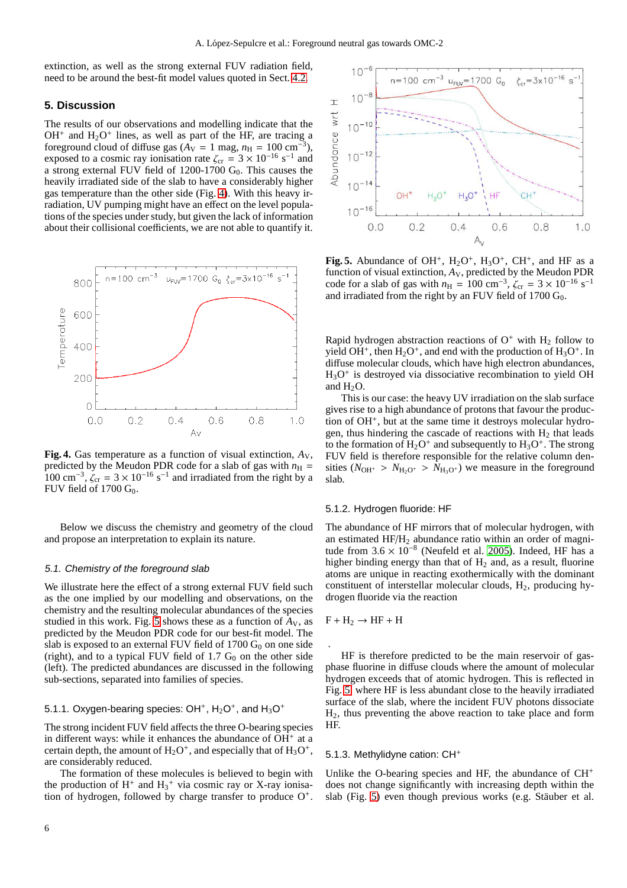extinction, as well as the strong external FUV radiation field, need to be around the best-fit model values quoted in Sect. 4.2.

## 5. Discussion

The results of our observations and modelling indicate that the $OH^+$ and $H_2O^+$ lines, as well as part of the HF, are tracing a foreground cloud of diffuse gas ($A_V$ = 1 mag, $n_H$ = 100 cm$^{-3}$), exposed to a cosmic ray ionisation rate $\zeta_{cr}$ = 3 × 10$^{-16}$ s$^{-1}$ and a strong external FUV field of 1200-1700 G$_0$. This causes the heavily irradiated side of the slab to have a considerably higher gas temperature than the other side (Fig. 4). With this heavy irradiation, UV pumping might have an effect on the level populations of the species under study, but given the lack of information about their collisional coefficients, we are not able to quantify it.

n=100 cm$^{-3}$ u$_{FUV}$=1700 G$_0$ $\zeta_{cr}$=3x10$^{-16}$ s$^{-1}$
Temperature
800
600
400
200
0
0.0 0.2 0.4 0.6 0.8 1.0
Av

**Fig. 4.** Gas temperature as a function of visual extinction, $A_V$, predicted by the Meudon PDR code for a slab of gas with $n_H$ = 100 cm$^{-3}$, $\zeta_{cr}$ = 3 × 10$^{-16}$ s$^{-1}$ and irradiated from the right by a FUV field of 1700 G$_0$.

Below we discuss the chemistry and geometry of the cloud and propose an interpretation to explain its nature.

### 5.1. Chemistry of the foreground slab

We illustrate here the effect of a strong external FUV field such as the one implied by our modelling and observations, on the chemistry and the resulting molecular abundances of the species studied in this work. Fig. 5 shows these as a function of $A_V$, as predicted by the Meudon PDR code for our best-fit model. The slab is exposed to an external FUV field of 1700 G$_0$ on one side (right), and to a typical FUV field of 1.7 G$_0$ on the other side (left). The predicted abundances are discussed in the following sub-sections, separated into families of species.

#### 5.1.1. Oxygen-bearing species: $OH^+$, $H_2O^+$, and $H_3O^+$

The strong incident FUV field affects the three O-bearing species in different ways: while it enhances the abundance of $OH^+$ at a certain depth, the amount of $H_2O^+$, and especially that of $H_3O^+$, are considerably reduced.

The formation of these molecules is believed to begin with the production of $H^+$ and $H_3^+$ via cosmic ray or X-ray ionisation of hydrogen, followed by charge transfer to produce $O^+$.

n=100 cm$^{-3}$ u$_{FUV}$=1700 G$_0$ $\zeta_{cr}$=3x10$^{-16}$ s$^{-1}$
Abundance wrt H
10$^{-6}$
10$^{-8}$
10$^{-10}$
10$^{-12}$
10$^{-14}$
10$^{-16}$
OH$^+$ H$_2$O$^+$ H$_3$O$^+$ HF CH$^+$
0.0 0.2 0.4 0.6 0.8 1.0
A$_V$

**Fig. 5.** Abundance of $OH^+$, $H_2O^+$, $H_3O^+$, $CH^+$, and HF as a function of visual extinction, $A_V$, predicted by the Meudon PDR code for a slab of gas with $n_H$ = 100 cm$^{-3}$, $\zeta_{cr}$ = 3 × 10$^{-16}$ s$^{-1}$ and irradiated from the right by an FUV field of 1700 G$_0$.

Rapid hydrogen abstraction reactions of $O^+$ with $H_2$ follow to yield $OH^+$, then $H_2O^+$, and end with the production of $H_3O^+$. In diffuse molecular clouds, which have high electron abundances, $H_3O^+$ is destroyed via dissociative recombination to yield OH and $H_2O$.

This is our case: the heavy UV irradiation on the slab surface gives rise to a high abundance of protons that favour the production of $OH^+$, but at the same time it destroys molecular hydrogen, thus hindering the cascade of reactions with $H_2$ that leads to the formation of $H_2O^+$ and subsequently to $H_3O^+$. The strong FUV field is therefore responsible for the relative column densities ($N_{OH^+} > N_{H_2O^+} > N_{H_3O^+}$) we measure in the foreground slab.

#### 5.1.2. Hydrogen fluoride: HF

The abundance of HF mirrors that of molecular hydrogen, with an estimated HF/$H_2$ abundance ratio within an order of magnitude from 3.6 × 10$^{-8}$ (Neufeld et al. 2005). Indeed, HF has a higher binding energy than that of $H_2$ and, as a result, fluorine atoms are unique in reacting exothermically with the dominant constituent of interstellar molecular clouds, $H_2$, producing hydrogen fluoride via the reaction

$$F + H_2 \rightarrow HF + H$$

.

HF is therefore predicted to be the main reservoir of gas-phase fluorine in diffuse clouds where the amount of molecular hydrogen exceeds that of atomic hydrogen. This is reflected in Fig. 5, where HF is less abundant close to the heavily irradiated surface of the slab, where the incident FUV photons dissociate $H_2$, thus preventing the above reaction to take place and form HF.

#### 5.1.3. Methylidyne cation: $CH^+$

Unlike the O-bearing species and HF, the abundance of $CH^+$ does not change significantly with increasing depth within the slab (Fig. 5) even though previous works (e.g. Stäuber et al.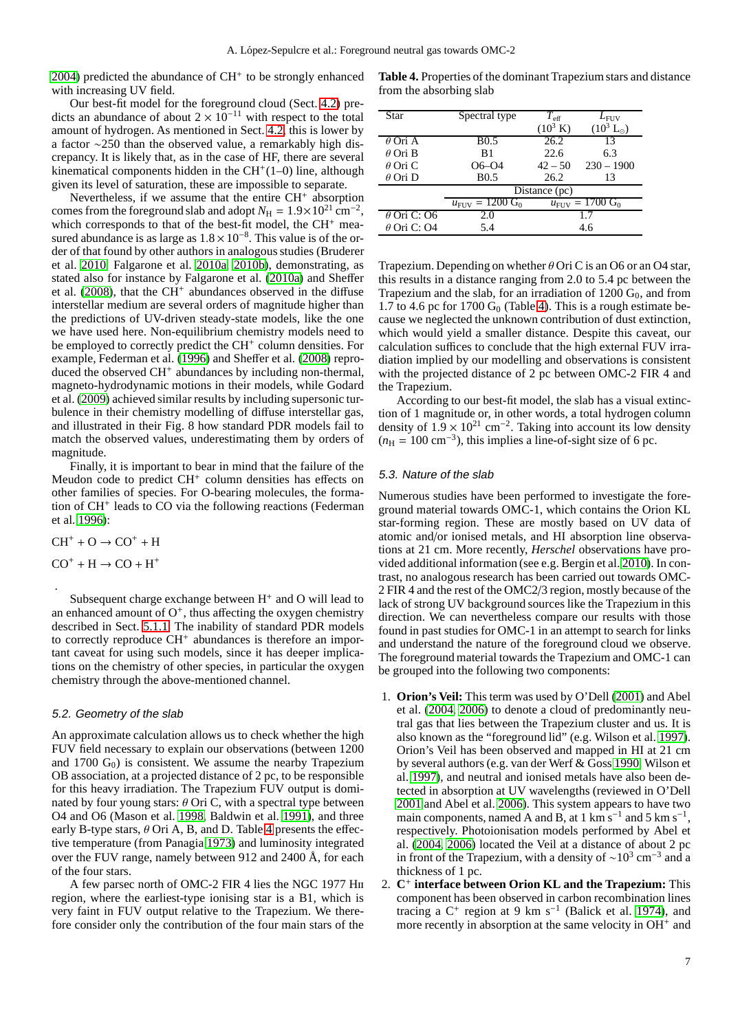2004) predicted the abundance of $CH^+$ to be strongly enhanced with increasing UV field.

Our best-fit model for the foreground cloud (Sect. 4.2) predicts an abundance of about $2 \times 10^{-11}$ with respect to the total amount of hydrogen. As mentioned in Sect. 4.2, this is lower by a factor ∼250 than the observed value, a remarkably high discrepancy. It is likely that, as in the case of HF, there are several kinematical components hidden in the $CH^+(1–0)$ line, although given its level of saturation, these are impossible to separate.

Nevertheless, if we assume that the entire $CH^+$ absorption comes from the foreground slab and adopt $N_H = 1.9 \times 10^{21}$ cm$^{-2}$, which corresponds to that of the best-fit model, the $CH^+$ measured abundance is as large as $1.8 \times 10^{-8}$. This value is of the order of that found by other authors in analogous studies (Bruderer et al. 2010; Falgarone et al. 2010a, 2010b), demonstrating, as stated also for instance by Falgarone et al. (2010a) and Sheffer et al. (2008), that the $CH^+$ abundances observed in the diffuse interstellar medium are several orders of magnitude higher than the predictions of UV-driven steady-state models, like the one we have used here. Non-equilibrium chemistry models need to be employed to correctly predict the $CH^+$ column densities. For example, Federman et al. (1996) and Sheffer et al. (2008) reproduced the observed $CH^+$ abundances by including non-thermal, magneto-hydrodynamic motions in their models, while Godard et al. (2009) achieved similar results by including supersonic turbulence in their chemistry modelling of diffuse interstellar gas, and illustrated in their Fig. 8 how standard PDR models fail to match the observed values, underestimating them by orders of magnitude.

Finally, it is important to bear in mind that the failure of the Meudon code to predict $CH^+$ column densities has effects on other families of species. For O-bearing molecules, the formation of $CH^+$ leads to CO via the following reactions (Federman et al. 1996):

$$CH^+ + O \rightarrow CO^+ + H$$

$$CO^+ + H \rightarrow CO + H^+$$

.

Subsequent charge exchange between $H^+$ and O will lead to an enhanced amount of $O^+$, thus affecting the oxygen chemistry described in Sect. 5.1.1. The inability of standard PDR models to correctly reproduce $CH^+$ abundances is therefore an important caveat for using such models, since it has deeper implications on the chemistry of other species, in particular the oxygen chemistry through the above-mentioned channel.

### 5.2. Geometry of the slab

An approximate calculation allows us to check whether the high FUV field necessary to explain our observations (between 1200 and 1700 $G_0$) is consistent. We assume the nearby Trapezium OB association, at a projected distance of 2 pc, to be responsible for this heavy irradiation. The Trapezium FUV output is dominated by four young stars: $\theta$ Ori C, with a spectral type between O4 and O6 (Mason et al. 1998; Baldwin et al. 1991), and three early B-type stars, $\theta$ Ori A, B, and D. Table 4 presents the effective temperature (from Panagia 1973) and luminosity integrated over the FUV range, namely between 912 and 2400 Å, for each of the four stars.

A few parsec north of OMC-2 FIR 4 lies the NGC 1977 HII region, where the earliest-type ionising star is a B1, which is very faint in FUV output relative to the Trapezium. We therefore consider only the contribution of the four main stars of the Trapezium. Depending on whether $\theta$ Ori C is an O6 or an O4 star, this results in a distance ranging from 2.0 to 5.4 pc between the Trapezium and the slab, for an irradiation of 1200 $G_0$, and from 1.7 to 4.6 pc for 1700 $G_0$ (Table 4). This is a rough estimate because we neglected the unknown contribution of dust extinction, which would yield a smaller distance. Despite this caveat, our calculation suffices to conclude that the high external FUV irradiation implied by our modelling and observations is consistent with the projected distance of 2 pc between OMC-2 FIR 4 and the Trapezium.

**Table 4.** Properties of the dominant Trapezium stars and distance from the absorbing slab

| Star | Spectral type | $T_{\rm eff}$ ($10^3$ K) | $L_{\rm FUV}$ ($10^3$ L$_\odot$) |
|---|---|---|---|
| $\theta$ Ori A | B0.5 | 26.2 | 13 |
| $\theta$ Ori B | B1 | 22.6 | 6.3 |
| $\theta$ Ori C | O6–O4 | 42 – 50 | 230 – 1900 |
| $\theta$ Ori D | B0.5 | 26.2 | 13 |
| | Distance (pc) | | |
| | $u_{\rm FUV}$ = 1200 $G_0$ | $u_{\rm FUV}$ = 1700 $G_0$ | |
| $\theta$ Ori C: O6 | 2.0 | 1.7 | |
| $\theta$ Ori C: O4 | 5.4 | 4.6 | |

According to our best-fit model, the slab has a visual extinction of 1 magnitude or, in other words, a total hydrogen column density of $1.9 \times 10^{21}$ cm$^{-2}$. Taking into account its low density ($n_H = 100$ cm$^{-3}$), this implies a line-of-sight size of 6 pc.

### 5.3. Nature of the slab

Numerous studies have been performed to investigate the foreground material towards OMC-1, which contains the Orion KL star-forming region. These are mostly based on UV data of atomic and/or ionised metals, and HI absorption line observations at 21 cm. More recently, *Herschel* observations have provided additional information (see e.g. Bergin et al. 2010). In contrast, no analogous research has been carried out towards OMC-2 FIR 4 and the rest of the OMC2/3 region, mostly because of the lack of strong UV background sources like the Trapezium in this direction. We can nevertheless compare our results with those found in past studies for OMC-1 in an attempt to search for links and understand the nature of the foreground cloud we observe. The foreground material towards the Trapezium and OMC-1 can be grouped into the following two components:

1. **Orion's Veil:** This term was used by O'Dell (2001) and Abel et al. (2004, 2006) to denote a cloud of predominantly neutral gas that lies between the Trapezium cluster and us. It is also known as the "foreground lid" (e.g. Wilson et al. 1997). Orion's Veil has been observed and mapped in HI at 21 cm by several authors (e.g. van der Werf & Goss 1990; Wilson et al. 1997), and neutral and ionised metals have also been detected in absorption at UV wavelengths (reviewed in O'Dell 2001 and Abel et al. 2006). This system appears to have two main components, named A and B, at 1 km s$^{-1}$ and 5 km s$^{-1}$, respectively. Photoionisation models performed by Abel et al. (2004, 2006) located the Veil at a distance of about 2 pc in front of the Trapezium, with a density of $\sim 10^3$ cm$^{-3}$ and a thickness of 1 pc.
2. **$C^+$ interface between Orion KL and the Trapezium:** This component has been observed in carbon recombination lines tracing a $C^+$ region at 9 km s$^{-1}$ (Balick et al. 1974), and more recently in absorption at the same velocity in $OH^+$ and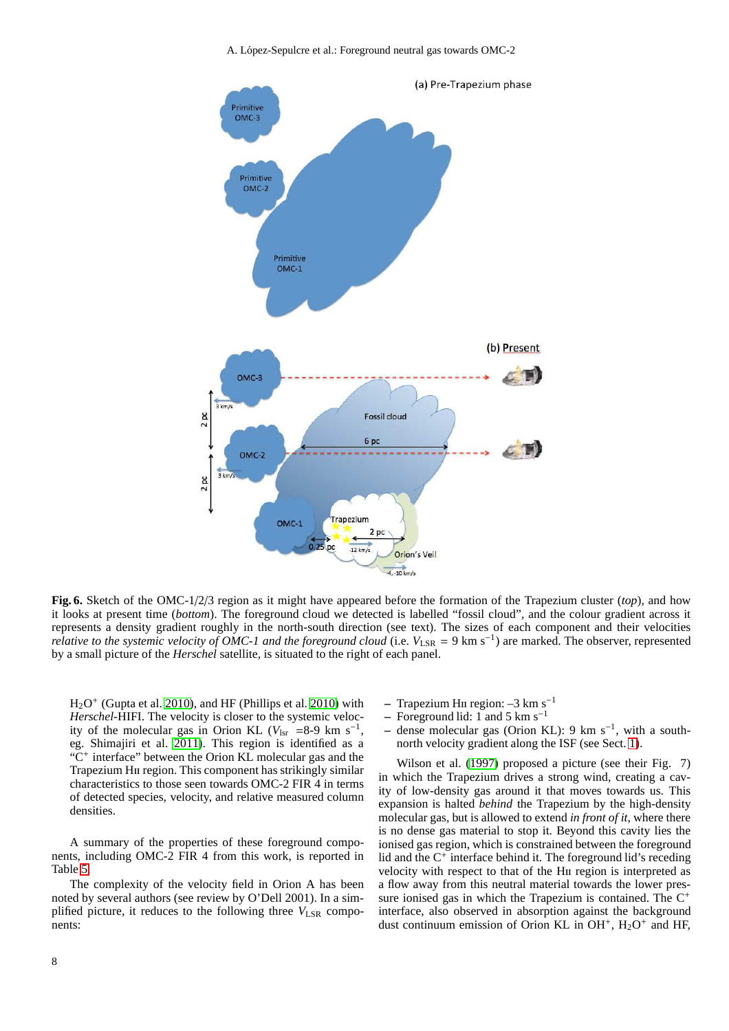**Fig. 6.** Sketch of the OMC-1/2/3 region as it might have appeared before the formation of the Trapezium cluster (*top*), and how it looks at present time (*bottom*). The foreground cloud we detected is labelled "fossil cloud", and the colour gradient across it represents a density gradient roughly in the north-south direction (see text). The sizes of each component and their velocities *relative to the systemic velocity of OMC-1 and the foreground cloud* (i.e. $V_{\rm LSR}$ = 9 km s$^{-1}$) are marked. The observer, represented by a small picture of the *Herschel* satellite, is situated to the right of each panel.

$H_2O^+$ (Gupta et al. 2010), and HF (Phillips et al. 2010) with *Herschel*-HIFI. The velocity is closer to the systemic velocity of the molecular gas in Orion KL ($V_{\rm lsr}$ =8-9 km s$^{-1}$, eg. Shimajiri et al. 2011). This region is identified as a "$C^+$ interface" between the Orion KL molecular gas and the Trapezium HII region. This component has strikingly similar characteristics to those seen towards OMC-2 FIR 4 in terms of detected species, velocity, and relative measured column densities.

A summary of the properties of these foreground components, including OMC-2 FIR 4 from this work, is reported in Table 5.

The complexity of the velocity field in Orion A has been noted by several authors (see review by O'Dell 2001). In a simplified picture, it reduces to the following three $V_{\rm LSR}$ components:

- Trapezium HII region: –3 km s$^{-1}$
- Foreground lid: 1 and 5 km s$^{-1}$
- dense molecular gas (Orion KL): 9 km s$^{-1}$, with a south-north velocity gradient along the ISF (see Sect. 1).

Wilson et al. (1997) proposed a picture (see their Fig. 7) in which the Trapezium drives a strong wind, creating a cavity of low-density gas around it that moves towards us. This expansion is halted *behind* the Trapezium by the high-density molecular gas, but is allowed to extend *in front of it*, where there is no dense gas material to stop it. Beyond this cavity lies the ionised gas region, which is constrained between the foreground lid and the $C^+$ interface behind it. The foreground lid's receding velocity with respect to that of the HII region is interpreted as a flow away from this neutral material towards the lower pressure ionised gas in which the Trapezium is contained. The $C^+$ interface, also observed in absorption against the background dust continuum emission of Orion KL in $OH^+$, $H_2O^+$ and HF,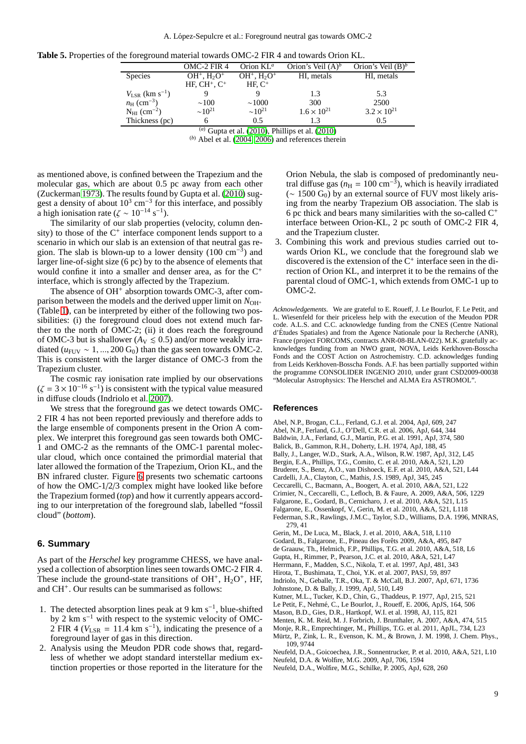**Table 5.** Properties of the foreground material towards OMC-2 FIR 4 and towards Orion KL.

| | OMC-2 FIR 4 | Orion KL[a] | Orion's Veil (A)[b] | Orion's Veil (B)[b] |
|---|---|---|---|---|
| Species | $OH^+$, $H_2O^+$ HF, $CH^+$, $C^+$ | $OH^+$, $H_2O^+$ HF, $C^+$ | HI, metals | HI, metals |
| $V_{LSR}$ (km $s^{-1}$) | 9 | 9 | 1.3 | 5.3 |
| $n_H$ ($cm^{-3}$) | ∼100 | ∼1000 | 300 | 2500 |
| $N_{HI}$ ($cm^{-2}$) | $\sim 10^{21}$ | $\sim 10^{21}$ | $1.6 \times 10^{21}$ | $3.2 \times 10^{21}$ |
| Thickness (pc) | 6 | 0.5 | 1.3 | 0.5 |

[a] Gupta et al. (2010), Phillips et al. (2010)
[b] Abel et al. (2004, 2006) and references therein

as mentioned above, is confined between the Trapezium and the molecular gas, which are about 0.5 pc away from each other (Zuckerman 1973). The results found by Gupta et al. (2010) suggest a density of about $10^3$ $cm^{-3}$ for this interface, and possibly a high ionisation rate ($\zeta \sim 10^{-14}$ $s^{-1}$).

The similarity of our slab properties (velocity, column density) to those of the $C^+$ interface component lends support to a scenario in which our slab is an extension of that neutral gas region. The slab is blown-up to a lower density (100 $cm^{-3}$) and larger line-of-sight size (6 pc) by to the absence of elements that would confine it into a smaller and denser area, as for the $C^+$ interface, which is strongly affected by the Trapezium.

The absence of $OH^+$ absorption towards OMC-3, after comparison between the models and the derived upper limit on $N_{OH^+}$ (Table 1), can be interpreted by either of the following two possibilities: (i) the foreground cloud does not extend much farther to the north of OMC-2; (ii) it does reach the foreground of OMC-3 but is shallower ($A_V \lesssim 0.5$) and/or more weakly irradiated ($u_{FUV} \sim 1, ..., 200$ $G_0$) than the gas seen towards OMC-2. This is consistent with the larger distance of OMC-3 from the Trapezium cluster.

The cosmic ray ionisation rate implied by our observations ($\zeta = 3 \times 10^{-16}$ $s^{-1}$) is consistent with the typical value measured in diffuse clouds (Indriolo et al. 2007).

We stress that the foreground gas we detect towards OMC-2 FIR 4 has not been reported previously and therefore adds to the large ensemble of components present in the Orion A complex. We interpret this foreground gas seen towards both OMC-1 and OMC-2 as the remnants of the OMC-1 parental molecular cloud, which once contained the primordial material that later allowed the formation of the Trapezium, Orion KL, and the BN infrared cluster. Figure 6 presents two schematic cartoons of how the OMC-1/2/3 complex might have looked like before the Trapezium formed (*top*) and how it currently appears according to our interpretation of the foreground slab, labelled "fossil cloud" (*bottom*).

## 6. Summary

As part of the *Herschel* key programme CHESS, we have analysed a collection of absorption lines seen towards OMC-2 FIR 4. These include the ground-state transitions of $OH^+$, $H_2O^+$, HF, and $CH^+$. Our results can be summarised as follows:

1. The detected absorption lines peak at 9 km $s^{-1}$, blue-shifted by 2 km $s^{-1}$ with respect to the systemic velocity of OMC-2 FIR 4 ($V_{LSR}$ = 11.4 km $s^{-1}$), indicating the presence of a foreground layer of gas in this direction.
2. Analysis using the Meudon PDR code shows that, regardless of whether we adopt standard interstellar medium extinction properties or those reported in the literature for the Orion Nebula, the slab is composed of predominantly neutral diffuse gas ($n_H$ = 100 $cm^{-3}$), which is heavily irradiated (∼ 1500 $G_0$) by an external source of FUV most likely arising from the nearby Trapezium OB association. The slab is 6 pc thick and bears many similarities with the so-called $C^+$ interface between Orion-KL, 2 pc south of OMC-2 FIR 4, and the Trapezium cluster.
3. Combining this work and previous studies carried out towards Orion KL, we conclude that the foreground slab we discovered is the extension of the $C^+$ interface seen in the direction of Orion KL, and interpret it to be the remains of the parental cloud of OMC-1, which extends from OMC-1 up to OMC-2.

*Acknowledgements.* We are grateful to E. Roueff, J. Le Bourlot, F. Le Petit, and L. Wiesenfeld for their priceless help with the execution of the Meudon PDR code. A.L.S. and C.C. acknowledge funding from the CNES (Centre National d'Études Spatiales) and from the Agence Nationale pour la Recherche (ANR), France (project FORCOMS, contracts ANR-08-BLAN-022). M.K. gratefully acknowledges funding from an NWO grant, NOVA, Leids Kerkhoven-Bosscha Fonds and the COST Action on Astrochemistry. C.D. acknowledges funding from Leids Kerkhoven-Bosscha Fonds. A.F. has been partially supported within the programme CONSOLIDER INGENIO 2010, under grant CSD2009-00038 "Molecular Astrophysics: The Herschel and ALMA Era ASTROMOL".

## References

Abel, N.P., Brogan, C.L., Ferland, G.J. et al. 2004, ApJ, 609, 247
Abel, N.P., Ferland, G.J., O'Dell, C.R. et al. 2006, ApJ, 644, 344
Baldwin, J.A., Ferland, G.J., Martin, P.G. et al. 1991, ApJ, 374, 580
Balick, B., Gammon, R.H., Doherty, L.H. 1974, ApJ, 188, 45
Bally, J., Langer, W.D., Stark, A.A., Wilson, R.W. 1987, ApJ, 312, L45
Bergin, E.A., Phillips, T.G., Comito, C. et al. 2010, A&A, 521, L20
Bruderer, S., Benz, A.O., van Dishoeck, E.F. et al. 2010, A&A, 521, L44
Cardelli, J.A., Clayton, C., Mathis, J.S. 1989, ApJ, 345, 245
Ceccarelli, C., Bacmann, A., Boogert, A. et al. 2010, A&A, 521, L22
Crimier, N., Ceccarelli, C., Lefloch, B. & Faure, A. 2009, A&A, 506, 1229
Falgarone, E., Godard, B., Cernicharo, J. et al. 2010, A&A, 521, L15
Falgarone, E., Ossenkopf, V., Gerin, M. et al. 2010, A&A, 521, L118
Federman, S.R., Rawlings, J.M.C., Taylor, S.D., Williams, D.A. 1996, MNRAS, 279, 41
Gerin, M., De Luca, M., Black, J. et al. 2010, A&A, 518, L110
Godard, B., Falgarone, E., Pineau des Forêts 2009, A&A, 495, 847
de Graauw, Th., Helmich, F.P., Phillips, T.G. et al. 2010, A&A, 518, L6
Gupta, H., Rimmer, P., Pearson, J.C. et al. 2010, A&A, 521, L47
Herrmann, F., Madden, S.C., Nikola, T. et al. 1997, ApJ, 481, 343
Hirota, T., Bushimata, T., Choi, Y.K. et al. 2007, PASJ, 59, 897
Indriolo, N., Geballe, T.R., Oka, T. & McCall, B.J. 2007, ApJ, 671, 1736
Johnstone, D. & Bally, J. 1999, ApJ, 510, L49
Kutner, M.L., Tucker, K.D., Chin, G., Thaddeus, P. 1977, ApJ, 215, 521
Le Petit, F., Nehmé, C., Le Bourlot, J., Roueff, E. 2006, ApJS, 164, 506
Mason, B.D., Gies, D.R., Hartkopf, W.I. et al. 1998, AJ, 115, 821
Menten, K. M. Reid, M. J. Forbrich, J. Brunthaler, A. 2007, A&A, 474, 515
Monje, R.R., Emprechtinger, M., Phillips, T.G. et al. 2011, ApJL, 734, L23
Mürtz, P., Zink, L. R., Evenson, K. M., & Brown, J. M. 1998, J. Chem. Phys., 109, 9744
Neufeld, D.A., Goicoechea, J.R., Sonnentrucker, P. et al. 2010, A&A, 521, L10
Neufeld, D.A. & Wolfire, M.G. 2009, ApJ, 706, 1594
Neufeld, D.A., Wolfire, M.G., Schilke, P. 2005, ApJ, 628, 260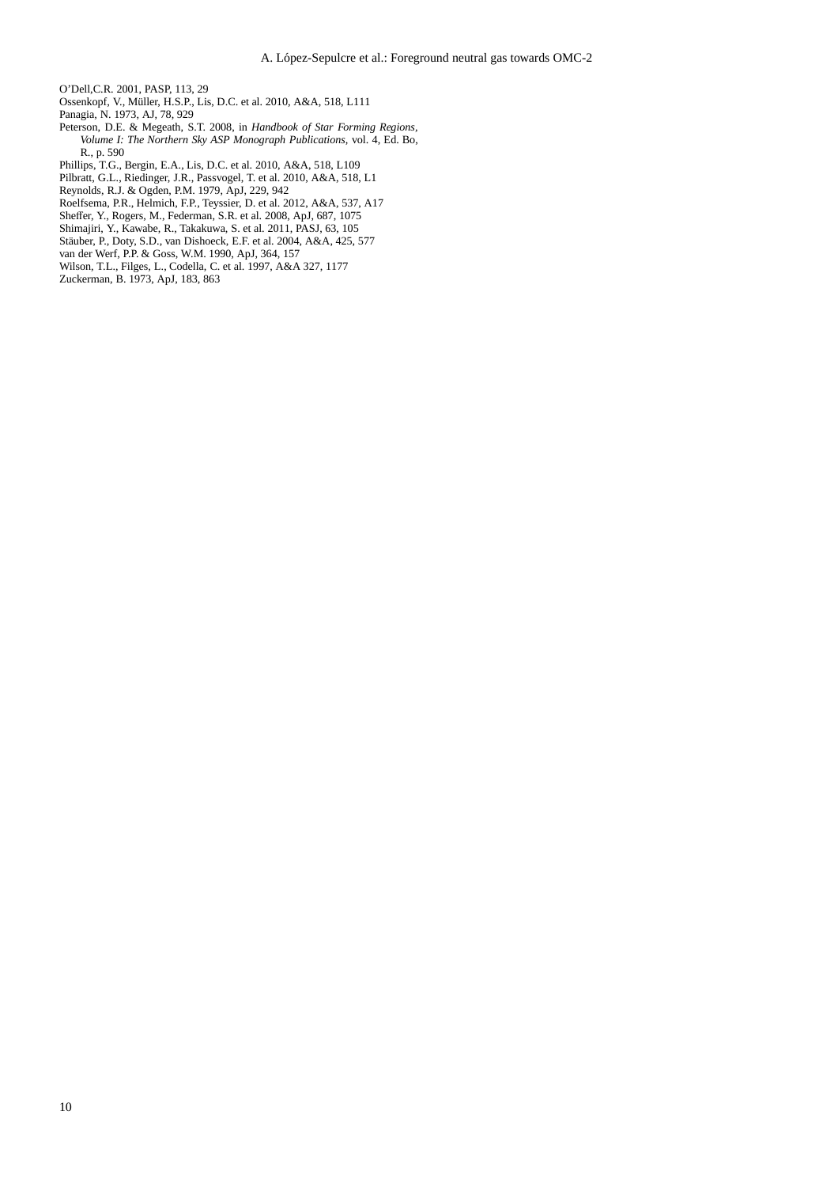O'Dell,C.R. 2001, PASP, 113, 29
Ossenkopf, V., Müller, H.S.P., Lis, D.C. et al. 2010, A&A, 518, L111
Panagia, N. 1973, AJ, 78, 929
Peterson, D.E. & Megeath, S.T. 2008, in *Handbook of Star Forming Regions, Volume I: The Northern Sky ASP Monograph Publications*, vol. 4, Ed. Bo, R., p. 590
Phillips, T.G., Bergin, E.A., Lis, D.C. et al. 2010, A&A, 518, L109
Pilbratt, G.L., Riedinger, J.R., Passvogel, T. et al. 2010, A&A, 518, L1
Reynolds, R.J. & Ogden, P.M. 1979, ApJ, 229, 942
Roelfsema, P.R., Helmich, F.P., Teyssier, D. et al. 2012, A&A, 537, A17
Sheffer, Y., Rogers, M., Federman, S.R. et al. 2008, ApJ, 687, 1075
Shimajiri, Y., Kawabe, R., Takakuwa, S. et al. 2011, PASJ, 63, 105
Stäuber, P., Doty, S.D., van Dishoeck, E.F. et al. 2004, A&A, 425, 577
van der Werf, P.P. & Goss, W.M. 1990, ApJ, 364, 157
Wilson, T.L., Filges, L., Codella, C. et al. 1997, A&A 327, 1177
Zuckerman, B. 1973, ApJ, 183, 863